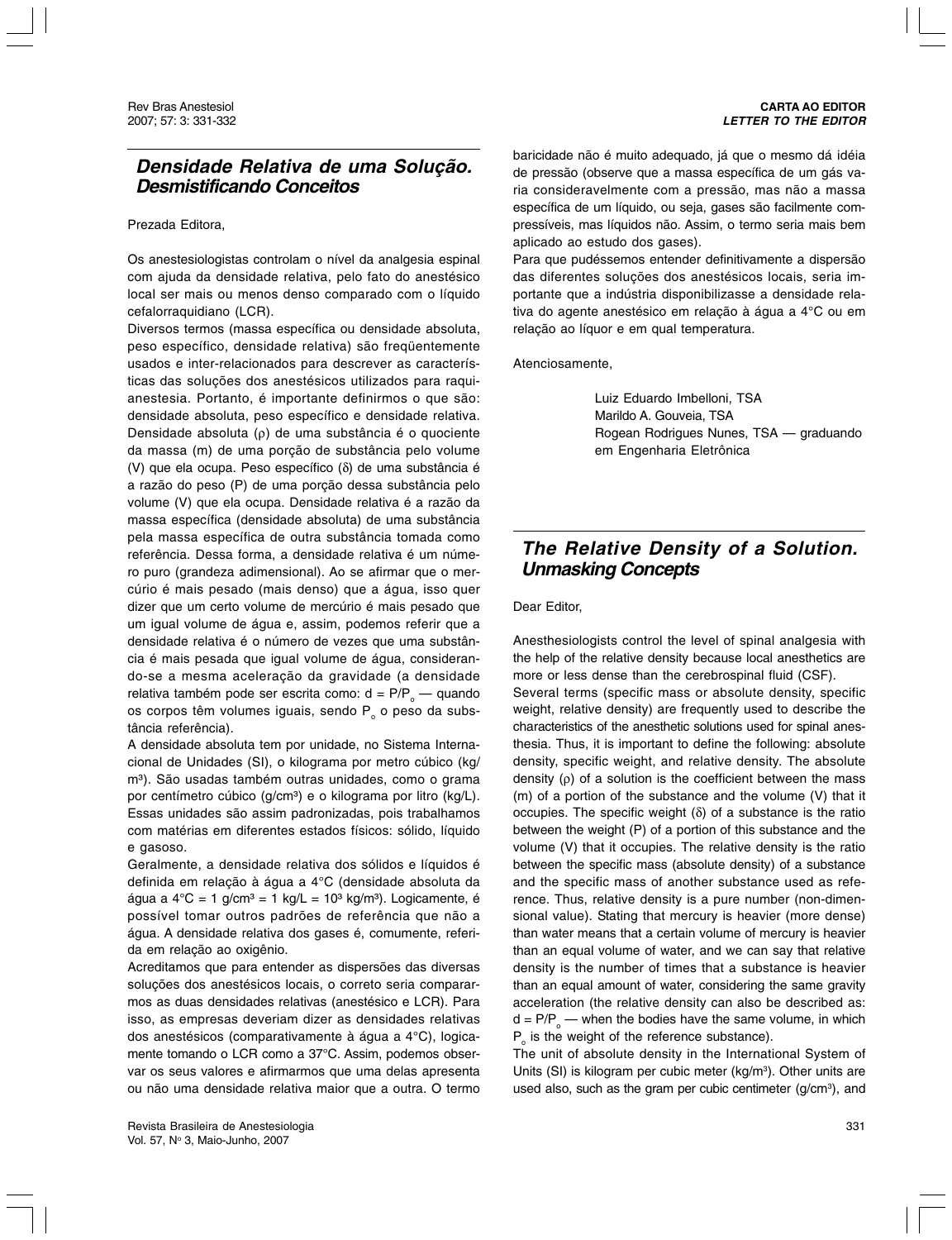CARTA AO EDITOR
*LETTER TO THE EDITOR*

## *Densidade Relativa de uma Solução. Desmistificando Conceitos*

Prezada Editora,

Os anestesiologistas controlam o nível da analgesia espinal com ajuda da densidade relativa, pelo fato do anestésico local ser mais ou menos denso comparado com o líquido cefalorraquidiano (LCR).

Diversos termos (massa específica ou densidade absoluta, peso específico, densidade relativa) são freqüentemente usados e inter-relacionados para descrever as características das soluções dos anestésicos utilizados para raquianestesia. Portanto, é importante definirmos o que são: densidade absoluta, peso específico e densidade relativa. Densidade absoluta ($\rho$) de uma substância é o quociente da massa (m) de uma porção de substância pelo volume (V) que ela ocupa. Peso específico ($\delta$) de uma substância é a razão do peso (P) de uma porção dessa substância pelo volume (V) que ela ocupa. Densidade relativa é a razão da massa específica (densidade absoluta) de uma substância pela massa específica de outra substância tomada como referência. Dessa forma, a densidade relativa é um número puro (grandeza adimensional). Ao se afirmar que o mercúrio é mais pesado (mais denso) que a água, isso quer dizer que um certo volume de mercúrio é mais pesado que um igual volume de água e, assim, podemos referir que a densidade relativa é o número de vezes que uma substância é mais pesada que igual volume de água, considerando-se a mesma aceleração da gravidade (a densidade relativa também pode ser escrita como: $d = P/P_o$ — quando os corpos têm volumes iguais, sendo $P_o$ o peso da substância referência).

A densidade absoluta tem por unidade, no Sistema Internacional de Unidades (SI), o kilograma por metro cúbico (kg/m³). São usadas também outras unidades, como o grama por centímetro cúbico (g/cm³) e o kilograma por litro (kg/L). Essas unidades são assim padronizadas, pois trabalhamos com matérias em diferentes estados físicos: sólido, líquido e gasoso.

Geralmente, a densidade relativa dos sólidos e líquidos é definida em relação à água a 4°C (densidade absoluta da água a 4°C = 1 g/cm³ = 1 kg/L = $10^3$ kg/m³). Logicamente, é possível tomar outros padrões de referência que não a água. A densidade relativa dos gases é, comumente, referida em relação ao oxigênio.

Acreditamos que para entender as dispersões das diversas soluções dos anestésicos locais, o correto seria compararmos as duas densidades relativas (anestésico e LCR). Para isso, as empresas deveriam dizer as densidades relativas dos anestésicos (comparativamente à água a 4°C), logicamente tomando o LCR como a 37°C. Assim, podemos observar os seus valores e afirmarmos que uma delas apresenta ou não uma densidade relativa maior que a outra. O termo baricidade não é muito adequado, já que o mesmo dá idéia de pressão (observe que a massa específica de um gás varia consideravelmente com a pressão, mas não a massa específica de um líquido, ou seja, gases são facilmente compressíveis, mas líquidos não. Assim, o termo seria mais bem aplicado ao estudo dos gases).

Para que pudéssemos entender definitivamente a dispersão das diferentes soluções dos anestésicos locais, seria importante que a indústria disponibilizasse a densidade relativa do agente anestésico em relação à água a 4°C ou em relação ao líquor e em qual temperatura.

Atenciosamente,

Luiz Eduardo Imbelloni, TSA
Marildo A. Gouveia, TSA
Rogean Rodrigues Nunes, TSA — graduando em Engenharia Eletrônica

## *The Relative Density of a Solution. Unmasking Concepts*

Dear Editor,

Anesthesiologists control the level of spinal analgesia with the help of the relative density because local anesthetics are more or less dense than the cerebrospinal fluid (CSF).

Several terms (specific mass or absolute density, specific weight, relative density) are frequently used to describe the characteristics of the anesthetic solutions used for spinal anesthesia. Thus, it is important to define the following: absolute density, specific weight, and relative density. The absolute density ($\rho$) of a solution is the coefficient between the mass (m) of a portion of the substance and the volume (V) that it occupies. The specific weight ($\delta$) of a substance is the ratio between the weight (P) of a portion of this substance and the volume (V) that it occupies. The relative density is the ratio between the specific mass (absolute density) of a substance and the specific mass of another substance used as reference. Thus, relative density is a pure number (non-dimensional value). Stating that mercury is heavier (more dense) than water means that a certain volume of mercury is heavier than an equal volume of water, and we can say that relative density is the number of times that a substance is heavier than an equal amount of water, considering the same gravity acceleration (the relative density can also be described as: $d = P/P_o$ — when the bodies have the same volume, in which $P_o$ is the weight of the reference substance).

The unit of absolute density in the International System of Units (SI) is kilogram per cubic meter (kg/m³). Other units are used also, such as the gram per cubic centimeter (g/cm³), and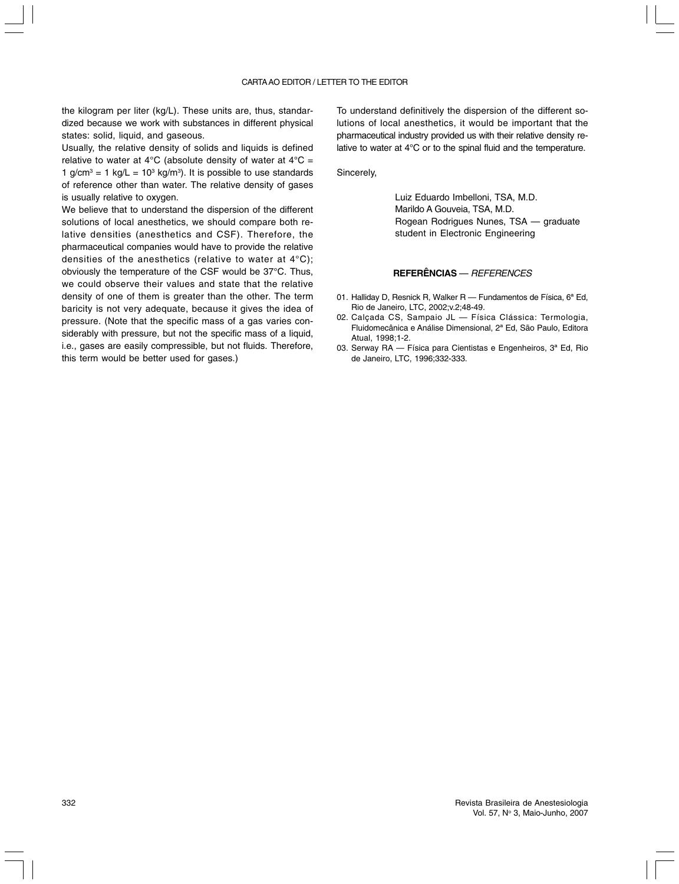the kilogram per liter (kg/L). These units are, thus, standardized because we work with substances in different physical states: solid, liquid, and gaseous.

Usually, the relative density of solids and liquids is defined relative to water at 4°C (absolute density of water at 4°C = 1 g/cm$^3$ = 1 kg/L = $10^3$ kg/m$^3$). It is possible to use standards of reference other than water. The relative density of gases is usually relative to oxygen.

We believe that to understand the dispersion of the different solutions of local anesthetics, we should compare both relative densities (anesthetics and CSF). Therefore, the pharmaceutical companies would have to provide the relative densities of the anesthetics (relative to water at 4°C); obviously the temperature of the CSF would be 37°C. Thus, we could observe their values and state that the relative density of one of them is greater than the other. The term baricity is not very adequate, because it gives the idea of pressure. (Note that the specific mass of a gas varies considerably with pressure, but not the specific mass of a liquid, i.e., gases are easily compressible, but not fluids. Therefore, this term would be better used for gases.)

To understand definitively the dispersion of the different solutions of local anesthetics, it would be important that the pharmaceutical industry provided us with their relative density relative to water at 4°C or to the spinal fluid and the temperature.

Sincerely,

Luiz Eduardo Imbelloni, TSA, M.D.
Marildo A Gouveia, TSA, M.D.
Rogean Rodrigues Nunes, TSA — graduate student in Electronic Engineering

## REFERÊNCIAS — *REFERENCES*

01. Halliday D, Resnick R, Walker R — Fundamentos de Física, 6ª Ed, Rio de Janeiro, LTC, 2002;v.2;48-49.
02. Calçada CS, Sampaio JL — Física Clássica: Termologia, Fluidomecânica e Análise Dimensional, 2ª Ed, São Paulo, Editora Atual, 1998;1-2.
03. Serway RA — Física para Cientistas e Engenheiros, 3ª Ed, Rio de Janeiro, LTC, 1996;332-333.